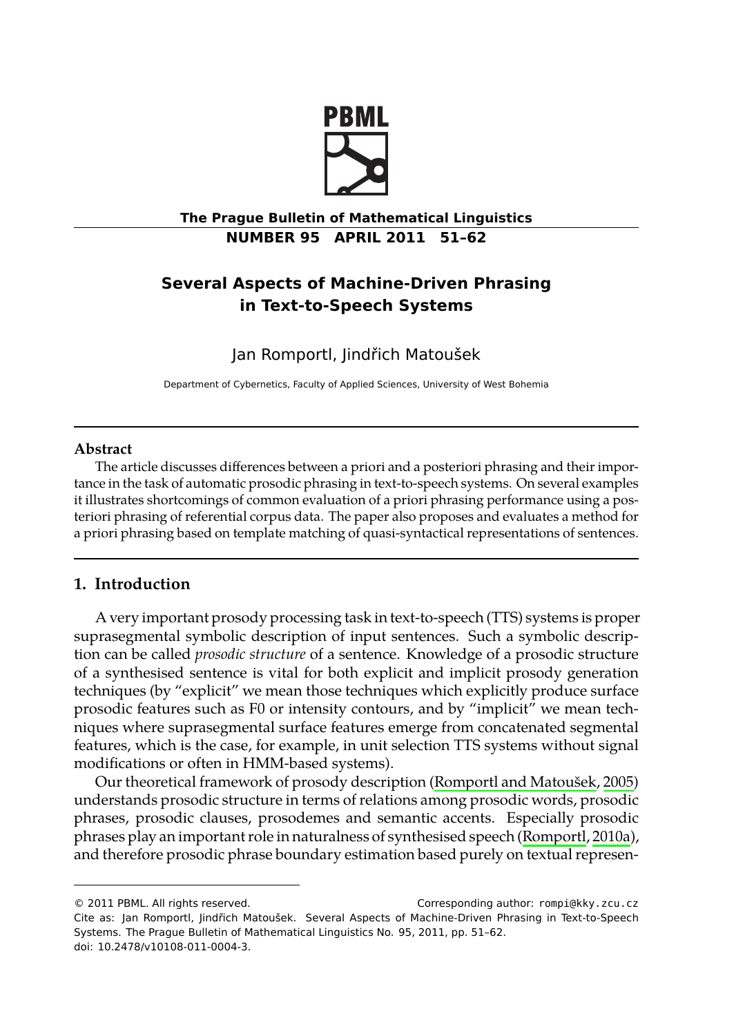# Several Aspects of Machine-Driven Phrasing in Text-to-Speech Systems

Jan Romportl, Jindřich Matoušek

Department of Cybernetics, Faculty of Applied Sciences, University of West Bohemia

---

**Abstract**

The article discusses differences between a priori and a posteriori phrasing and their importance in the task of automatic prosodic phrasing in text-to-speech systems. On several examples it illustrates shortcomings of common evaluation of a priori phrasing performance using a posteriori phrasing of referential corpus data. The paper also proposes and evaluates a method for a priori phrasing based on template matching of quasi-syntactical representations of sentences.

---

## 1. Introduction

A very important prosody processing task in text-to-speech (TTS) systems is proper suprasegmental symbolic description of input sentences. Such a symbolic description can be called *prosodic structure* of a sentence. Knowledge of a prosodic structure of a synthesised sentence is vital for both explicit and implicit prosody generation techniques (by "explicit" we mean those techniques which explicitly produce surface prosodic features such as F0 or intensity contours, and by "implicit" we mean techniques where suprasegmental surface features emerge from concatenated segmental features, which is the case, for example, in unit selection TTS systems without signal modifications or often in HMM-based systems).

Our theoretical framework of prosody description (Romportl and Matoušek, 2005) understands prosodic structure in terms of relations among prosodic words, prosodic phrases, prosodic clauses, prosodemes and semantic accents. Especially prosodic phrases play an important role in naturalness of synthesised speech (Romportl, 2010a), and therefore prosodic phrase boundary estimation based purely on textual represen-

---

© 2011 PBML. All rights reserved. Corresponding author: rompi@kky.zcu.cz

Cite as: Jan Romportl, Jindřich Matoušek. Several Aspects of Machine-Driven Phrasing in Text-to-Speech Systems. The Prague Bulletin of Mathematical Linguistics No. 95, 2011, pp. 51–62. doi: 10.2478/v10108-011-0004-3.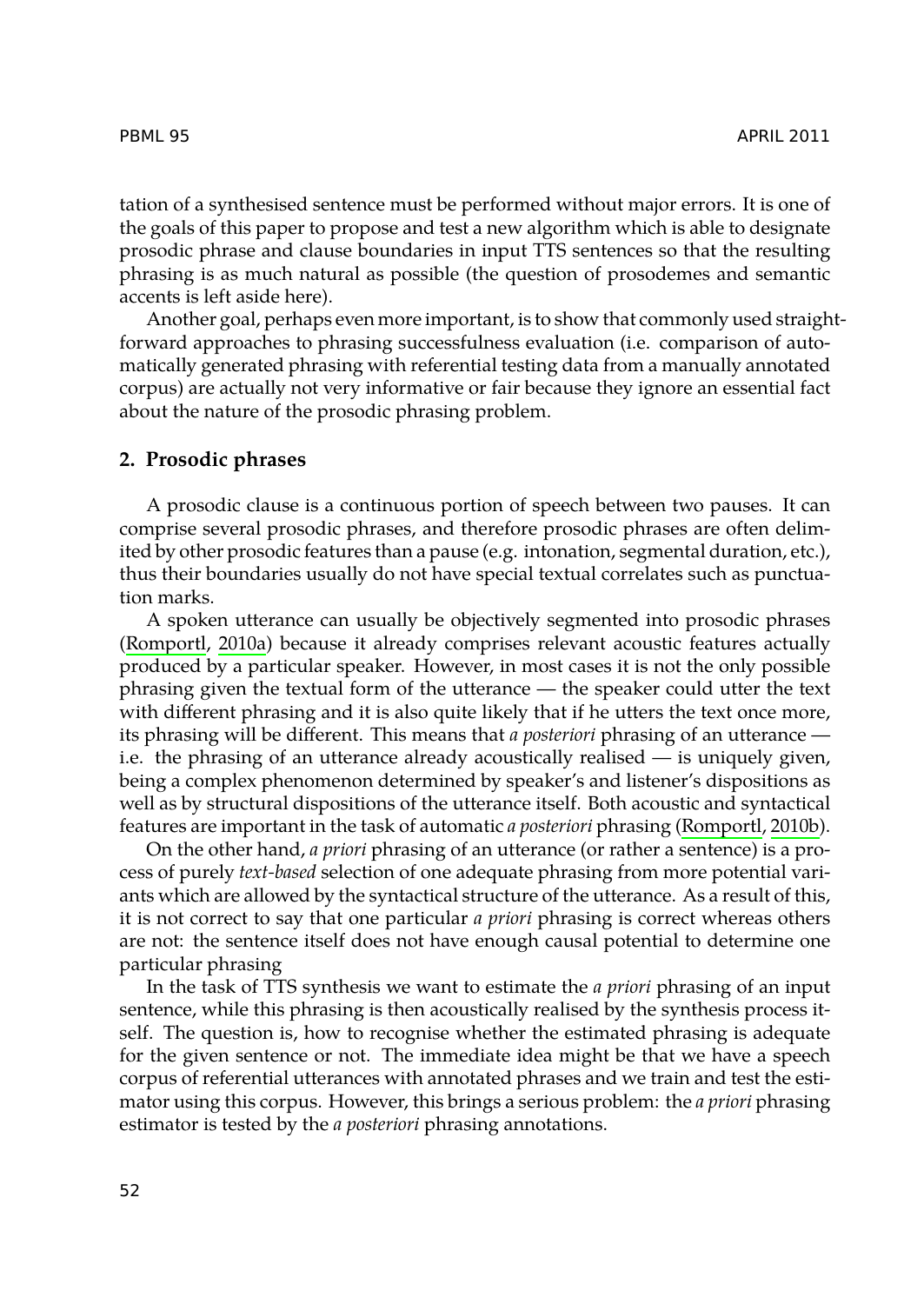tation of a synthesised sentence must be performed without major errors. It is one of the goals of this paper to propose and test a new algorithm which is able to designate prosodic phrase and clause boundaries in input TTS sentences so that the resulting phrasing is as much natural as possible (the question of prosodemes and semantic accents is left aside here).

Another goal, perhaps even more important, is to show that commonly used straightforward approaches to phrasing successfulness evaluation (i.e. comparison of automatically generated phrasing with referential testing data from a manually annotated corpus) are actually not very informative or fair because they ignore an essential fact about the nature of the prosodic phrasing problem.

## 2. Prosodic phrases

A prosodic clause is a continuous portion of speech between two pauses. It can comprise several prosodic phrases, and therefore prosodic phrases are often delimited by other prosodic features than a pause (e.g. intonation, segmental duration, etc.), thus their boundaries usually do not have special textual correlates such as punctuation marks.

A spoken utterance can usually be objectively segmented into prosodic phrases (Romportl, 2010a) because it already comprises relevant acoustic features actually produced by a particular speaker. However, in most cases it is not the only possible phrasing given the textual form of the utterance — the speaker could utter the text with different phrasing and it is also quite likely that if he utters the text once more, its phrasing will be different. This means that *a posteriori* phrasing of an utterance — i.e. the phrasing of an utterance already acoustically realised — is uniquely given, being a complex phenomenon determined by speaker's and listener's dispositions as well as by structural dispositions of the utterance itself. Both acoustic and syntactical features are important in the task of automatic *a posteriori* phrasing (Romportl, 2010b).

On the other hand, *a priori* phrasing of an utterance (or rather a sentence) is a process of purely *text-based* selection of one adequate phrasing from more potential variants which are allowed by the syntactical structure of the utterance. As a result of this, it is not correct to say that one particular *a priori* phrasing is correct whereas others are not: the sentence itself does not have enough causal potential to determine one particular phrasing

In the task of TTS synthesis we want to estimate the *a priori* phrasing of an input sentence, while this phrasing is then acoustically realised by the synthesis process itself. The question is, how to recognise whether the estimated phrasing is adequate for the given sentence or not. The immediate idea might be that we have a speech corpus of referential utterances with annotated phrases and we train and test the estimator using this corpus. However, this brings a serious problem: the *a priori* phrasing estimator is tested by the *a posteriori* phrasing annotations.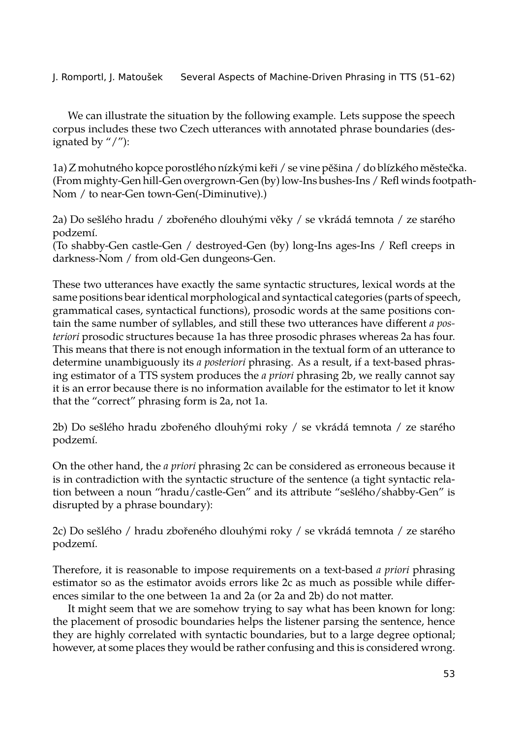We can illustrate the situation by the following example. Lets suppose the speech corpus includes these two Czech utterances with annotated phrase boundaries (designated by "/"):

1a) Z mohutného kopce porostlého nízkými keři / se vine pěšina / do blízkého městečka.
(From mighty-Gen hill-Gen overgrown-Gen (by) low-Ins bushes-Ins / Refl winds footpath-Nom / to near-Gen town-Gen(-Diminutive).)

2a) Do sešlého hradu / zbořeného dlouhými věky / se vkrádá temnota / ze starého podzemí.
(To shabby-Gen castle-Gen / destroyed-Gen (by) long-Ins ages-Ins / Refl creeps in darkness-Nom / from old-Gen dungeons-Gen.

These two utterances have exactly the same syntactic structures, lexical words at the same positions bear identical morphological and syntactical categories (parts of speech, grammatical cases, syntactical functions), prosodic words at the same positions contain the same number of syllables, and still these two utterances have different *a posteriori* prosodic structures because 1a has three prosodic phrases whereas 2a has four. This means that there is not enough information in the textual form of an utterance to determine unambiguously its *a posteriori* phrasing. As a result, if a text-based phrasing estimator of a TTS system produces the *a priori* phrasing 2b, we really cannot say it is an error because there is no information available for the estimator to let it know that the "correct" phrasing form is 2a, not 1a.

2b) Do sešlého hradu zbořeného dlouhými roky / se vkrádá temnota / ze starého podzemí.

On the other hand, the *a priori* phrasing 2c can be considered as erroneous because it is in contradiction with the syntactic structure of the sentence (a tight syntactic relation between a noun "hradu/castle-Gen" and its attribute "sešlého/shabby-Gen" is disrupted by a phrase boundary):

2c) Do sešlého / hradu zbořeného dlouhými roky / se vkrádá temnota / ze starého podzemí.

Therefore, it is reasonable to impose requirements on a text-based *a priori* phrasing estimator so as the estimator avoids errors like 2c as much as possible while differences similar to the one between 1a and 2a (or 2a and 2b) do not matter.

It might seem that we are somehow trying to say what has been known for long: the placement of prosodic boundaries helps the listener parsing the sentence, hence they are highly correlated with syntactic boundaries, but to a large degree optional; however, at some places they would be rather confusing and this is considered wrong.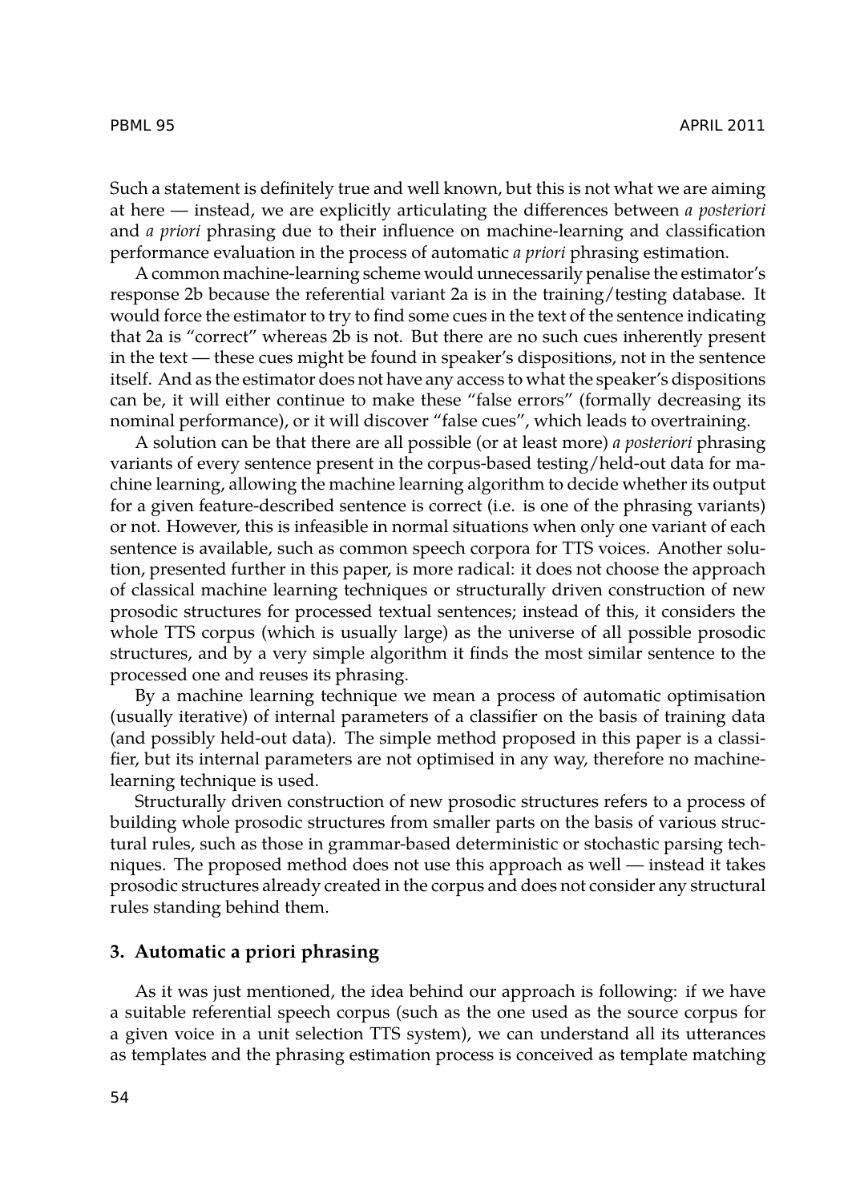Such a statement is definitely true and well known, but this is not what we are aiming at here — instead, we are explicitly articulating the differences between *a posteriori* and *a priori* phrasing due to their influence on machine-learning and classification performance evaluation in the process of automatic *a priori* phrasing estimation.

A common machine-learning scheme would unnecessarily penalise the estimator's response 2b because the referential variant 2a is in the training/testing database. It would force the estimator to try to find some cues in the text of the sentence indicating that 2a is "correct" whereas 2b is not. But there are no such cues inherently present in the text — these cues might be found in speaker's dispositions, not in the sentence itself. And as the estimator does not have any access to what the speaker's dispositions can be, it will either continue to make these "false errors" (formally decreasing its nominal performance), or it will discover "false cues", which leads to overtraining.

A solution can be that there are all possible (or at least more) *a posteriori* phrasing variants of every sentence present in the corpus-based testing/held-out data for machine learning, allowing the machine learning algorithm to decide whether its output for a given feature-described sentence is correct (i.e. is one of the phrasing variants) or not. However, this is infeasible in normal situations when only one variant of each sentence is available, such as common speech corpora for TTS voices. Another solution, presented further in this paper, is more radical: it does not choose the approach of classical machine learning techniques or structurally driven construction of new prosodic structures for processed textual sentences; instead of this, it considers the whole TTS corpus (which is usually large) as the universe of all possible prosodic structures, and by a very simple algorithm it finds the most similar sentence to the processed one and reuses its phrasing.

By a machine learning technique we mean a process of automatic optimisation (usually iterative) of internal parameters of a classifier on the basis of training data (and possibly held-out data). The simple method proposed in this paper is a classifier, but its internal parameters are not optimised in any way, therefore no machine-learning technique is used.

Structurally driven construction of new prosodic structures refers to a process of building whole prosodic structures from smaller parts on the basis of various structural rules, such as those in grammar-based deterministic or stochastic parsing techniques. The proposed method does not use this approach as well — instead it takes prosodic structures already created in the corpus and does not consider any structural rules standing behind them.

## 3. Automatic a priori phrasing

As it was just mentioned, the idea behind our approach is following: if we have a suitable referential speech corpus (such as the one used as the source corpus for a given voice in a unit selection TTS system), we can understand all its utterances as templates and the phrasing estimation process is conceived as template matching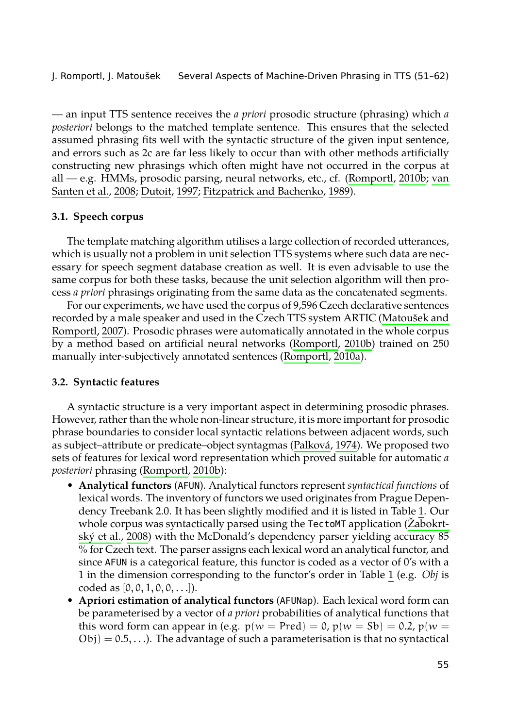— an input TTS sentence receives the *a priori* prosodic structure (phrasing) which *a posteriori* belongs to the matched template sentence. This ensures that the selected assumed phrasing fits well with the syntactic structure of the given input sentence, and errors such as 2c are far less likely to occur than with other methods artificially constructing new phrasings which often might have not occurred in the corpus at all — e.g. HMMs, prosodic parsing, neural networks, etc., cf. (Romportl, 2010b; van Santen et al., 2008; Dutoit, 1997; Fitzpatrick and Bachenko, 1989).

### 3.1. Speech corpus

The template matching algorithm utilises a large collection of recorded utterances, which is usually not a problem in unit selection TTS systems where such data are necessary for speech segment database creation as well. It is even advisable to use the same corpus for both these tasks, because the unit selection algorithm will then process *a priori* phrasings originating from the same data as the concatenated segments.

For our experiments, we have used the corpus of 9,596 Czech declarative sentences recorded by a male speaker and used in the Czech TTS system ARTIC (Matoušek and Romportl, 2007). Prosodic phrases were automatically annotated in the whole corpus by a method based on artificial neural networks (Romportl, 2010b) trained on 250 manually inter-subjectively annotated sentences (Romportl, 2010a).

### 3.2. Syntactic features

A syntactic structure is a very important aspect in determining prosodic phrases. However, rather than the whole non-linear structure, it is more important for prosodic phrase boundaries to consider local syntactic relations between adjacent words, such as subject–attribute or predicate–object syntagmas (Palková, 1974). We proposed two sets of features for lexical word representation which proved suitable for automatic *a posteriori* phrasing (Romportl, 2010b):

- **Analytical functors** (`AFUN`). Analytical functors represent *syntactical functions* of lexical words. The inventory of functors we used originates from Prague Dependency Treebank 2.0. It has been slightly modified and it is listed in Table 1. Our whole corpus was syntactically parsed using the `TectoMT` application (Žabokrtský et al., 2008) with the McDonald's dependency parser yielding accuracy 85 % for Czech text. The parser assigns each lexical word an analytical functor, and since `AFUN` is a categorical feature, this functor is coded as a vector of 0's with a 1 in the dimension corresponding to the functor's order in Table 1 (e.g. *Obj* is coded as $[0, 0, 1, 0, 0, \ldots]$).
- **Apriori estimation of analytical functors** (`AFUNap`). Each lexical word form can be parameterised by a vector of *a priori* probabilities of analytical functions that this word form can appear in (e.g. $p(w = \mathrm{Pred}) = 0$, $p(w = \mathrm{Sb}) = 0.2$, $p(w = \mathrm{Obj}) = 0.5, \ldots$). The advantage of such a parameterisation is that no syntactical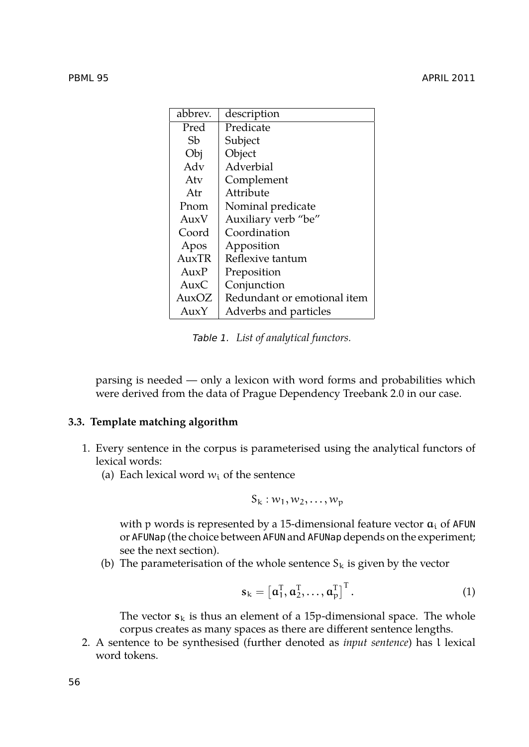| abbrev. | description |
|---|---|
| Pred | Predicate |
| Sb | Subject |
| Obj | Object |
| Adv | Adverbial |
| Atv | Complement |
| Atr | Attribute |
| Pnom | Nominal predicate |
| AuxV | Auxiliary verb "be" |
| Coord | Coordination |
| Apos | Apposition |
| AuxTR | Reflexive tantum |
| AuxP | Preposition |
| AuxC | Conjunction |
| AuxOZ | Redundant or emotional item |
| AuxY | Adverbs and particles |

Table 1. *List of analytical functors.*

parsing is needed — only a lexicon with word forms and probabilities which were derived from the data of Prague Dependency Treebank 2.0 in our case.

### 3.3. Template matching algorithm

1. Every sentence in the corpus is parameterised using the analytical functors of lexical words:
   (a) Each lexical word $w_i$ of the sentence

   $$S_k : w_1, w_2, \ldots, w_p$$

   with p words is represented by a 15-dimensional feature vector $\mathbf{a}_i$ of `AFUN` or `AFUNap` (the choice between `AFUN` and `AFUNap` depends on the experiment; see the next section).

   (b) The parameterisation of the whole sentence $S_k$ is given by the vector

   $$\mathbf{s}_k = \left[\mathbf{a}_1^T, \mathbf{a}_2^T, \ldots, \mathbf{a}_p^T\right]^T. \tag{1}$$

   The vector $\mathbf{s}_k$ is thus an element of a 15p-dimensional space. The whole corpus creates as many spaces as there are different sentence lengths.
2. A sentence to be synthesised (further denoted as *input sentence*) has $l$ lexical word tokens.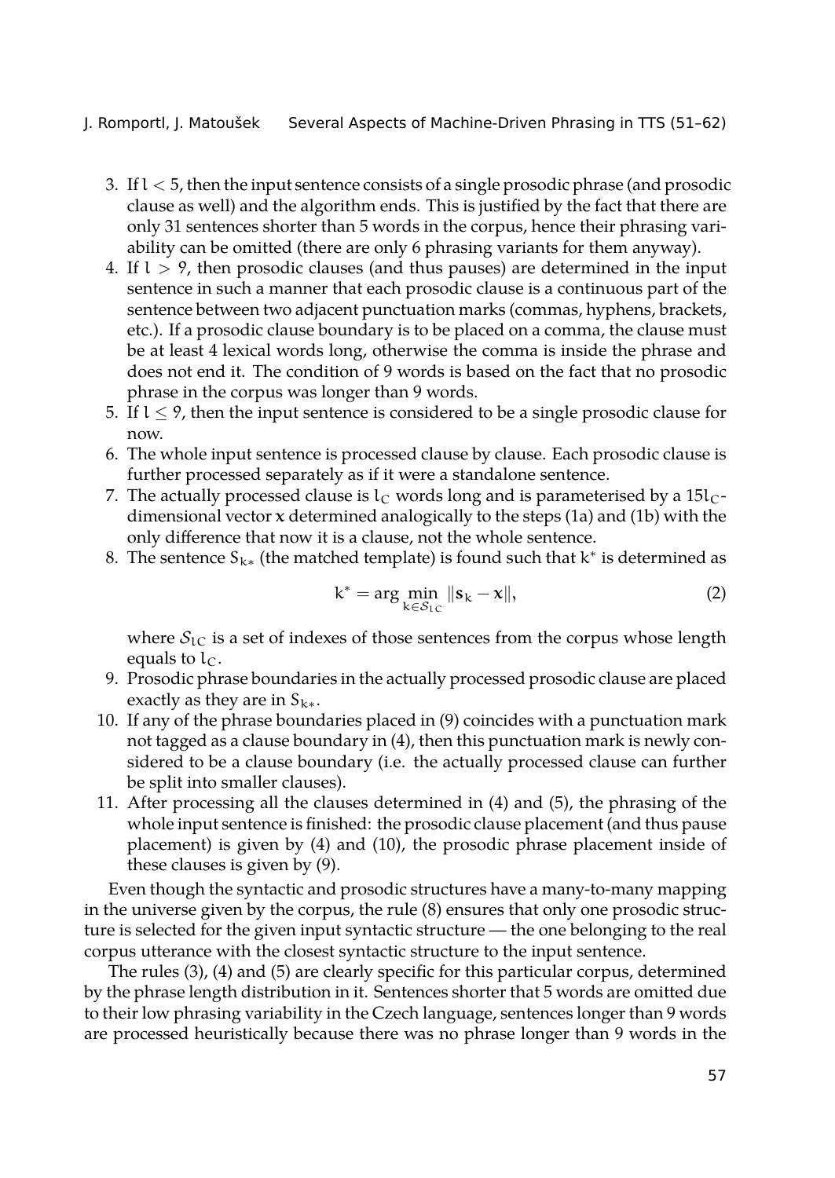3. If $l < 5$, then the input sentence consists of a single prosodic phrase (and prosodic clause as well) and the algorithm ends. This is justified by the fact that there are only 31 sentences shorter than 5 words in the corpus, hence their phrasing variability can be omitted (there are only 6 phrasing variants for them anyway).
4. If $l > 9$, then prosodic clauses (and thus pauses) are determined in the input sentence in such a manner that each prosodic clause is a continuous part of the sentence between two adjacent punctuation marks (commas, hyphens, brackets, etc.). If a prosodic clause boundary is to be placed on a comma, the clause must be at least 4 lexical words long, otherwise the comma is inside the phrase and does not end it. The condition of 9 words is based on the fact that no prosodic phrase in the corpus was longer than 9 words.
5. If $l \leq 9$, then the input sentence is considered to be a single prosodic clause for now.
6. The whole input sentence is processed clause by clause. Each prosodic clause is further processed separately as if it were a standalone sentence.
7. The actually processed clause is $l_C$ words long and is parameterised by a $15l_C$-dimensional vector $\mathbf{x}$ determined analogically to the steps (1a) and (1b) with the only difference that now it is a clause, not the whole sentence.
8. The sentence $S_{k*}$ (the matched template) is found such that $k^*$ is determined as

$$k^* = \arg\min_{k \in \mathcal{S}_{lC}} \|\mathbf{s}_k - \mathbf{x}\|, \tag{2}$$

where $\mathcal{S}_{lC}$ is a set of indexes of those sentences from the corpus whose length equals to $l_C$.

9. Prosodic phrase boundaries in the actually processed prosodic clause are placed exactly as they are in $S_{k*}$.
10. If any of the phrase boundaries placed in (9) coincides with a punctuation mark not tagged as a clause boundary in (4), then this punctuation mark is newly considered to be a clause boundary (i.e. the actually processed clause can further be split into smaller clauses).
11. After processing all the clauses determined in (4) and (5), the phrasing of the whole input sentence is finished: the prosodic clause placement (and thus pause placement) is given by (4) and (10), the prosodic phrase placement inside of these clauses is given by (9).

Even though the syntactic and prosodic structures have a many-to-many mapping in the universe given by the corpus, the rule (8) ensures that only one prosodic structure is selected for the given input syntactic structure — the one belonging to the real corpus utterance with the closest syntactic structure to the input sentence.

The rules (3), (4) and (5) are clearly specific for this particular corpus, determined by the phrase length distribution in it. Sentences shorter that 5 words are omitted due to their low phrasing variability in the Czech language, sentences longer than 9 words are processed heuristically because there was no phrase longer than 9 words in the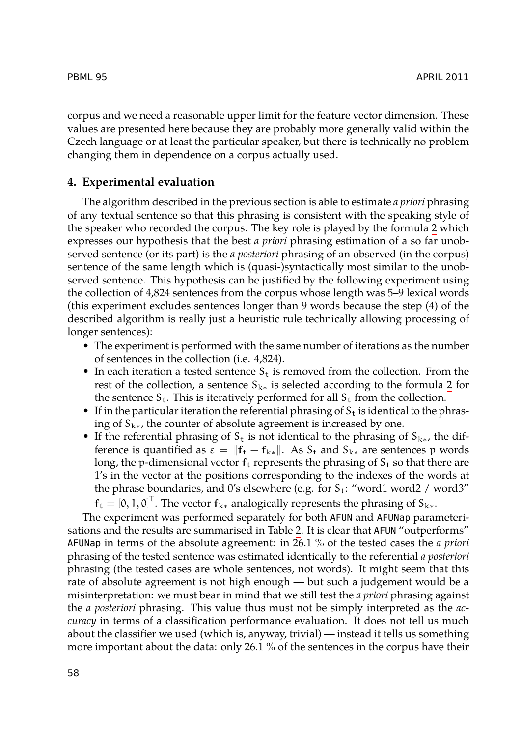corpus and we need a reasonable upper limit for the feature vector dimension. These values are presented here because they are probably more generally valid within the Czech language or at least the particular speaker, but there is technically no problem changing them in dependence on a corpus actually used.

## 4. Experimental evaluation

The algorithm described in the previous section is able to estimate *a priori* phrasing of any textual sentence so that this phrasing is consistent with the speaking style of the speaker who recorded the corpus. The key role is played by the formula 2 which expresses our hypothesis that the best *a priori* phrasing estimation of a so far unobserved sentence (or its part) is the *a posteriori* phrasing of an observed (in the corpus) sentence of the same length which is (quasi-)syntactically most similar to the unobserved sentence. This hypothesis can be justified by the following experiment using the collection of 4,824 sentences from the corpus whose length was 5–9 lexical words (this experiment excludes sentences longer than 9 words because the step (4) of the described algorithm is really just a heuristic rule technically allowing processing of longer sentences):

- The experiment is performed with the same number of iterations as the number of sentences in the collection (i.e. 4,824).
- In each iteration a tested sentence $S_t$ is removed from the collection. From the rest of the collection, a sentence $S_{k*}$ is selected according to the formula 2 for the sentence $S_t$. This is iteratively performed for all $S_t$ from the collection.
- If in the particular iteration the referential phrasing of $S_t$ is identical to the phrasing of $S_{k*}$, the counter of absolute agreement is increased by one.
- If the referential phrasing of $S_t$ is not identical to the phrasing of $S_{k*}$, the difference is quantified as $\varepsilon = \|f_t - f_{k*}\|$. As $S_t$ and $S_{k*}$ are sentences p words long, the p-dimensional vector $f_t$ represents the phrasing of $S_t$ so that there are 1's in the vector at the positions corresponding to the indexes of the words at the phrase boundaries, and 0's elsewhere (e.g. for $S_t$: "word1 word2 / word3" $f_t = [0, 1, 0]^T$. The vector $f_{k*}$ analogically represents the phrasing of $S_{k*}$.

The experiment was performed separately for both AFUN and AFUNap parameterisations and the results are summarised in Table 2. It is clear that AFUN "outperforms" AFUNap in terms of the absolute agreement: in 26.1 % of the tested cases the *a priori* phrasing of the tested sentence was estimated identically to the referential *a posteriori* phrasing (the tested cases are whole sentences, not words). It might seem that this rate of absolute agreement is not high enough — but such a judgement would be a misinterpretation: we must bear in mind that we still test the *a priori* phrasing against the *a posteriori* phrasing. This value thus must not be simply interpreted as the *accuracy* in terms of a classification performance evaluation. It does not tell us much about the classifier we used (which is, anyway, trivial) — instead it tells us something more important about the data: only 26.1 % of the sentences in the corpus have their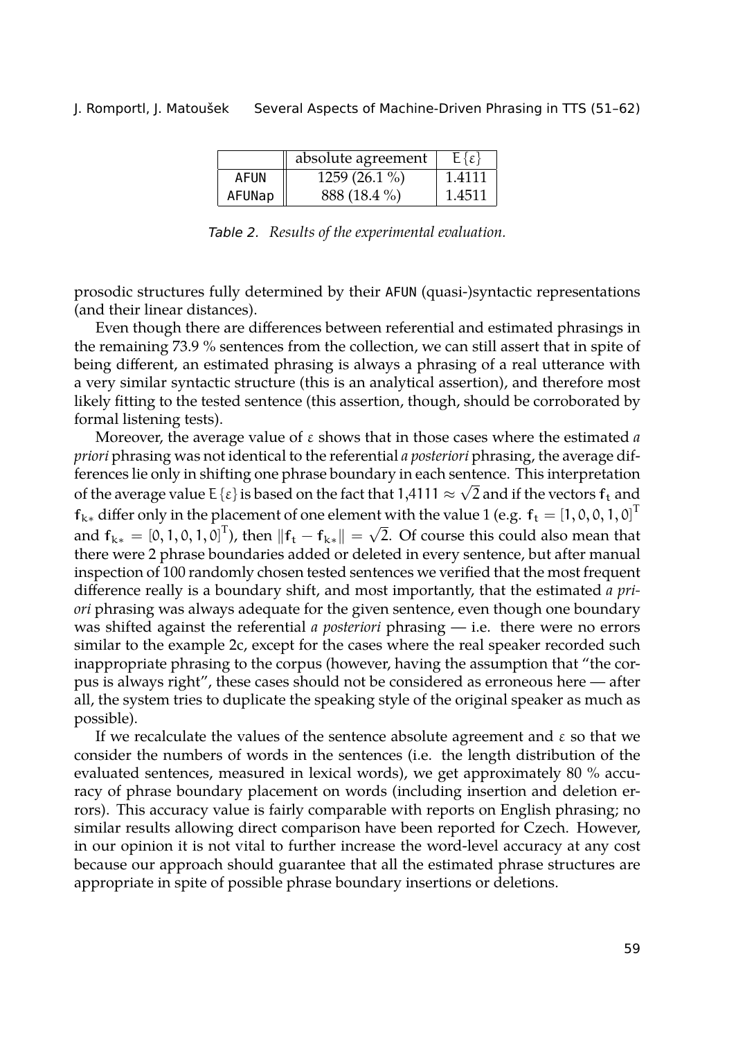|  | absolute agreement | $E\{\varepsilon\}$ |
|---|---|---|
| AFUN | 1259 (26.1 %) | 1.4111 |
| AFUNap | 888 (18.4 %) | 1.4511 |

*Table 2. Results of the experimental evaluation.*

prosodic structures fully determined by their AFUN (quasi-)syntactic representations (and their linear distances).

Even though there are differences between referential and estimated phrasings in the remaining 73.9 % sentences from the collection, we can still assert that in spite of being different, an estimated phrasing is always a phrasing of a real utterance with a very similar syntactic structure (this is an analytical assertion), and therefore most likely fitting to the tested sentence (this assertion, though, should be corroborated by formal listening tests).

Moreover, the average value of $\varepsilon$ shows that in those cases where the estimated *a priori* phrasing was not identical to the referential *a posteriori* phrasing, the average differences lie only in shifting one phrase boundary in each sentence. This interpretation of the average value $E\{\varepsilon\}$ is based on the fact that $1{,}4111 \approx \sqrt{2}$ and if the vectors $f_t$ and $f_{k*}$ differ only in the placement of one element with the value 1 (e.g. $f_t = [1, 0, 0, 1, 0]^T$ and $f_{k*} = [0, 1, 0, 1, 0]^T$), then $\|f_t - f_{k*}\| = \sqrt{2}$. Of course this could also mean that there were 2 phrase boundaries added or deleted in every sentence, but after manual inspection of 100 randomly chosen tested sentences we verified that the most frequent difference really is a boundary shift, and most importantly, that the estimated *a priori* phrasing was always adequate for the given sentence, even though one boundary was shifted against the referential *a posteriori* phrasing — i.e. there were no errors similar to the example 2c, except for the cases where the real speaker recorded such inappropriate phrasing to the corpus (however, having the assumption that "the corpus is always right", these cases should not be considered as erroneous here — after all, the system tries to duplicate the speaking style of the original speaker as much as possible).

If we recalculate the values of the sentence absolute agreement and $\varepsilon$ so that we consider the numbers of words in the sentences (i.e. the length distribution of the evaluated sentences, measured in lexical words), we get approximately 80 % accuracy of phrase boundary placement on words (including insertion and deletion errors). This accuracy value is fairly comparable with reports on English phrasing; no similar results allowing direct comparison have been reported for Czech. However, in our opinion it is not vital to further increase the word-level accuracy at any cost because our approach should guarantee that all the estimated phrase structures are appropriate in spite of possible phrase boundary insertions or deletions.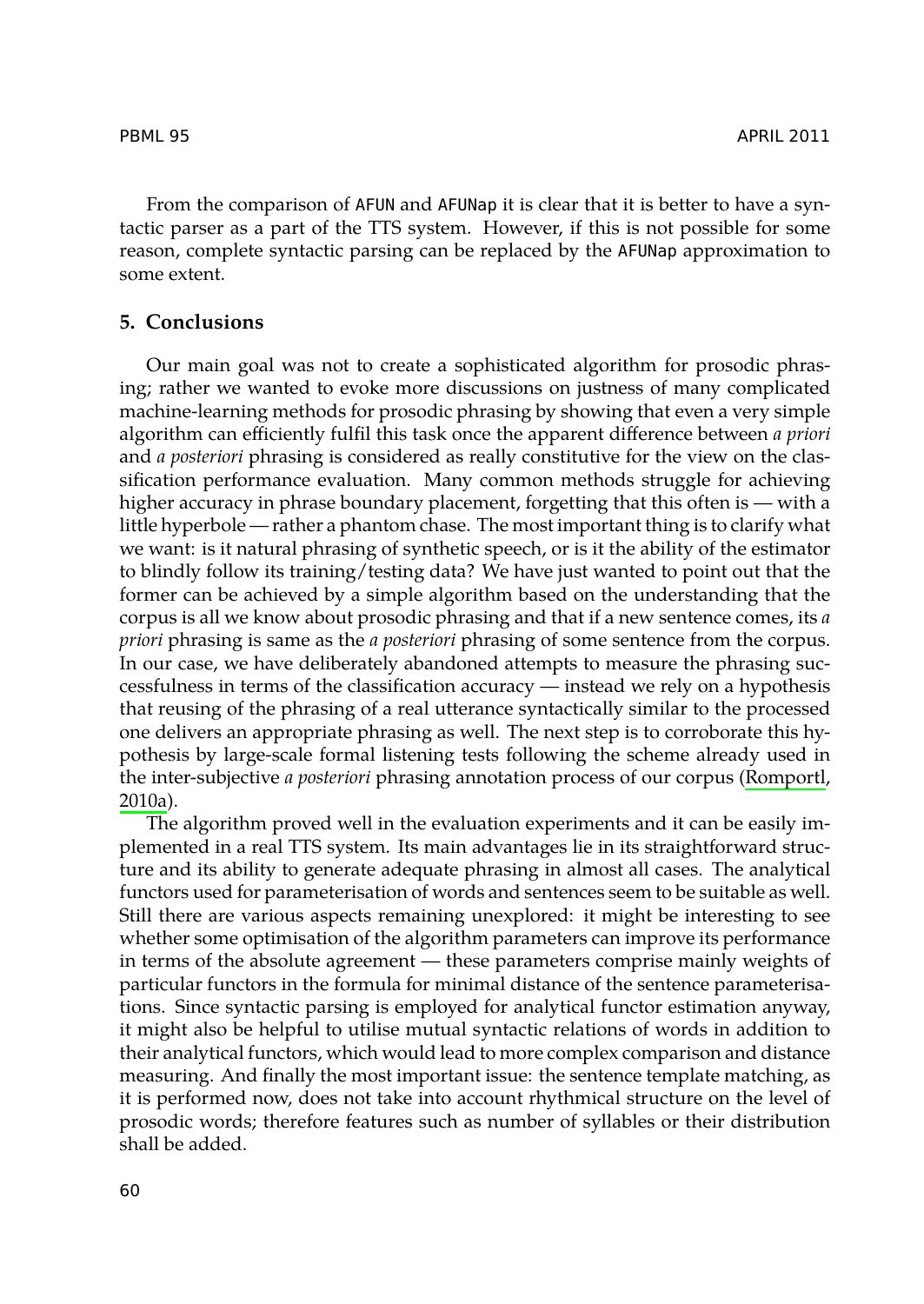From the comparison of `AFUN` and `AFUNap` it is clear that it is better to have a syntactic parser as a part of the TTS system. However, if this is not possible for some reason, complete syntactic parsing can be replaced by the `AFUNap` approximation to some extent.

## 5. Conclusions

Our main goal was not to create a sophisticated algorithm for prosodic phrasing; rather we wanted to evoke more discussions on justness of many complicated machine-learning methods for prosodic phrasing by showing that even a very simple algorithm can efficiently fulfil this task once the apparent difference between *a priori* and *a posteriori* phrasing is considered as really constitutive for the view on the classification performance evaluation. Many common methods struggle for achieving higher accuracy in phrase boundary placement, forgetting that this often is — with a little hyperbole — rather a phantom chase. The most important thing is to clarify what we want: is it natural phrasing of synthetic speech, or is it the ability of the estimator to blindly follow its training/testing data? We have just wanted to point out that the former can be achieved by a simple algorithm based on the understanding that the corpus is all we know about prosodic phrasing and that if a new sentence comes, its *a priori* phrasing is same as the *a posteriori* phrasing of some sentence from the corpus. In our case, we have deliberately abandoned attempts to measure the phrasing successfulness in terms of the classification accuracy — instead we rely on a hypothesis that reusing of the phrasing of a real utterance syntactically similar to the processed one delivers an appropriate phrasing as well. The next step is to corroborate this hypothesis by large-scale formal listening tests following the scheme already used in the inter-subjective *a posteriori* phrasing annotation process of our corpus (Romportl, 2010a).

The algorithm proved well in the evaluation experiments and it can be easily implemented in a real TTS system. Its main advantages lie in its straightforward structure and its ability to generate adequate phrasing in almost all cases. The analytical functors used for parameterisation of words and sentences seem to be suitable as well. Still there are various aspects remaining unexplored: it might be interesting to see whether some optimisation of the algorithm parameters can improve its performance in terms of the absolute agreement — these parameters comprise mainly weights of particular functors in the formula for minimal distance of the sentence parameterisations. Since syntactic parsing is employed for analytical functor estimation anyway, it might also be helpful to utilise mutual syntactic relations of words in addition to their analytical functors, which would lead to more complex comparison and distance measuring. And finally the most important issue: the sentence template matching, as it is performed now, does not take into account rhythmical structure on the level of prosodic words; therefore features such as number of syllables or their distribution shall be added.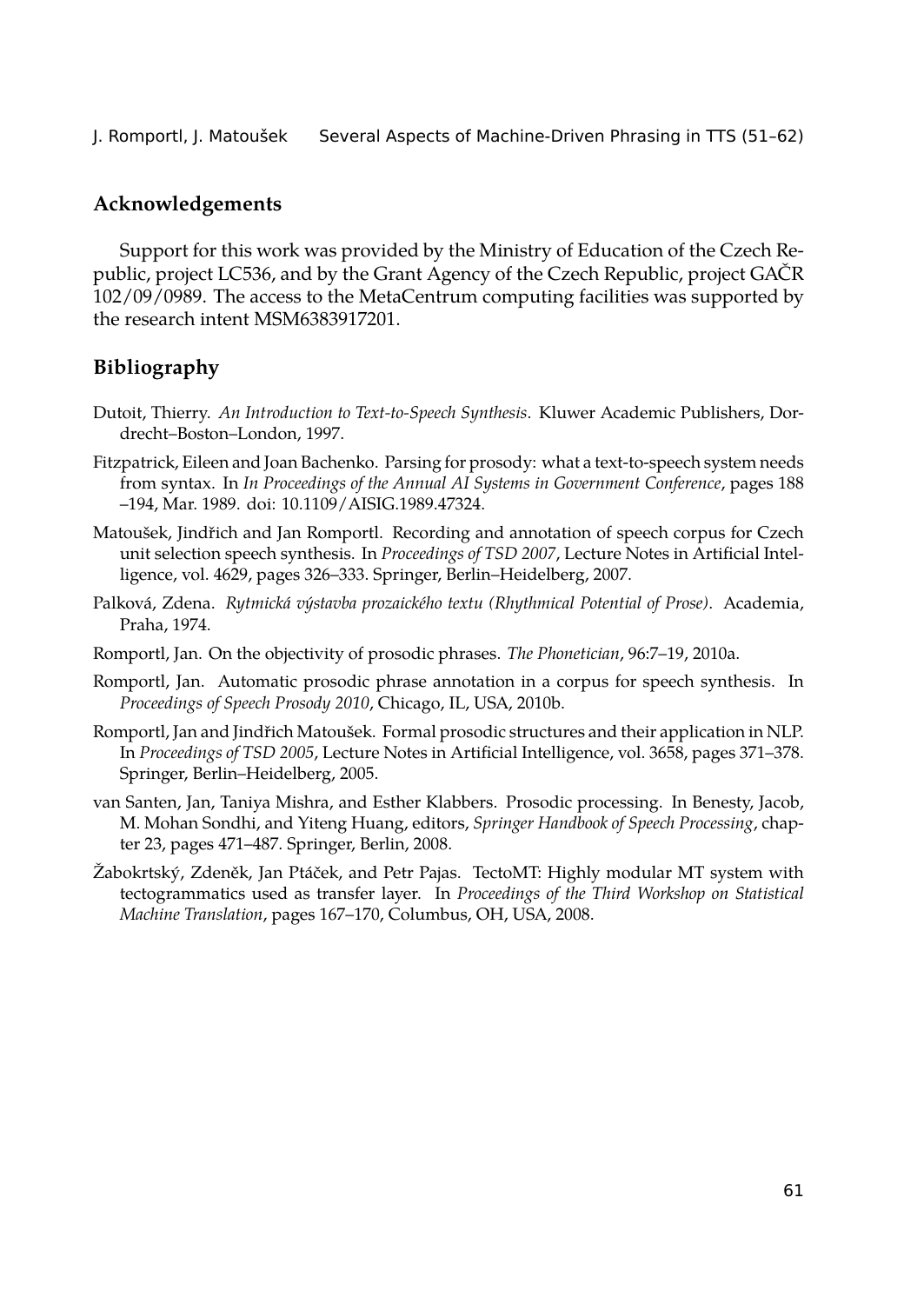## Acknowledgements

Support for this work was provided by the Ministry of Education of the Czech Republic, project LC536, and by the Grant Agency of the Czech Republic, project GAČR 102/09/0989. The access to the MetaCentrum computing facilities was supported by the research intent MSM6383917201.

## Bibliography

Dutoit, Thierry. *An Introduction to Text-to-Speech Synthesis*. Kluwer Academic Publishers, Dordrecht–Boston–London, 1997.

Fitzpatrick, Eileen and Joan Bachenko. Parsing for prosody: what a text-to-speech system needs from syntax. In *In Proceedings of the Annual AI Systems in Government Conference*, pages 188 –194, Mar. 1989. doi: 10.1109/AISIG.1989.47324.

Matoušek, Jindřich and Jan Romportl. Recording and annotation of speech corpus for Czech unit selection speech synthesis. In *Proceedings of TSD 2007*, Lecture Notes in Artificial Intelligence, vol. 4629, pages 326–333. Springer, Berlin–Heidelberg, 2007.

Palková, Zdena. *Rytmická výstavba prozaického textu (Rhythmical Potential of Prose)*. Academia, Praha, 1974.

Romportl, Jan. On the objectivity of prosodic phrases. *The Phonetician*, 96:7–19, 2010a.

Romportl, Jan. Automatic prosodic phrase annotation in a corpus for speech synthesis. In *Proceedings of Speech Prosody 2010*, Chicago, IL, USA, 2010b.

Romportl, Jan and Jindřich Matoušek. Formal prosodic structures and their application in NLP. In *Proceedings of TSD 2005*, Lecture Notes in Artificial Intelligence, vol. 3658, pages 371–378. Springer, Berlin–Heidelberg, 2005.

van Santen, Jan, Taniya Mishra, and Esther Klabbers. Prosodic processing. In Benesty, Jacob, M. Mohan Sondhi, and Yiteng Huang, editors, *Springer Handbook of Speech Processing*, chapter 23, pages 471–487. Springer, Berlin, 2008.

Žabokrtský, Zdeněk, Jan Ptáček, and Petr Pajas. TectoMT: Highly modular MT system with tectogrammatics used as transfer layer. In *Proceedings of the Third Workshop on Statistical Machine Translation*, pages 167–170, Columbus, OH, USA, 2008.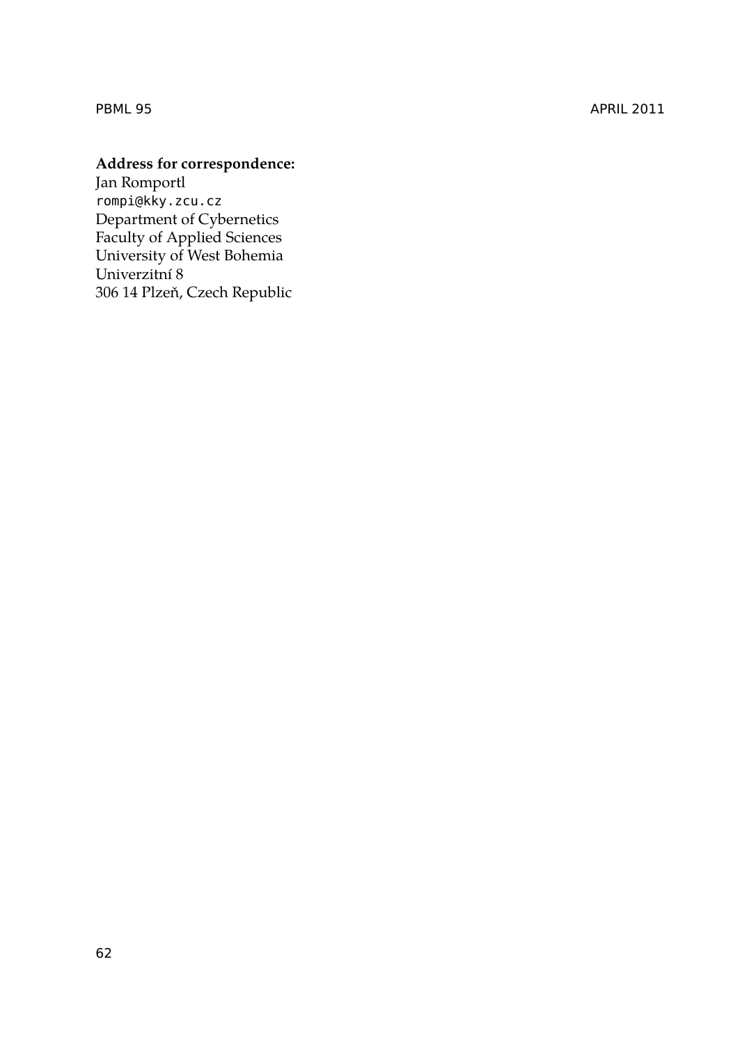**Address for correspondence:**
Jan Romportl
rompi@kky.zcu.cz
Department of Cybernetics
Faculty of Applied Sciences
University of West Bohemia
Univerzitní 8
306 14 Plzeň, Czech Republic